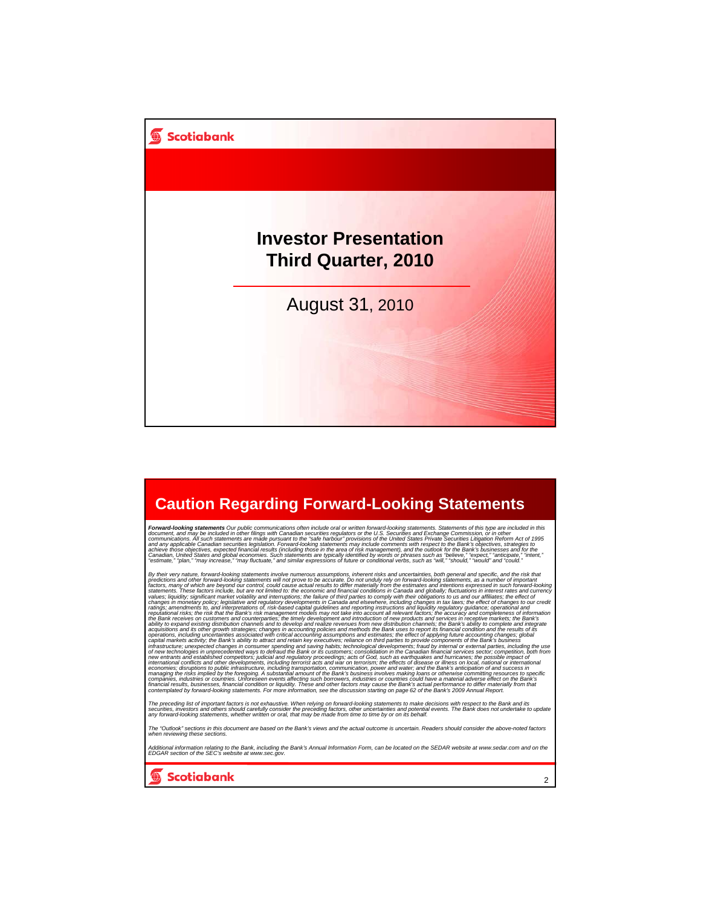Scotiabank

# Investor Presentation
# Third Quarter, 2010

August 31, 2010

## Caution Regarding Forward-Looking Statements

***Forward-looking statements*** *Our public communications often include oral or written forward-looking statements. Statements of this type are included in this document, and may be included in other filings with Canadian securities regulators or the U.S. Securities and Exchange Commission, or in other communications. All such statements are made pursuant to the "safe harbour" provisions of the United States Private Securities Litigation Reform Act of 1995 and any applicable Canadian securities legislation. Forward-looking statements may include comments with respect to the Bank's objectives, strategies to achieve those objectives, expected financial results (including those in the area of risk management), and the outlook for the Bank's businesses and for the Canadian, United States and global economies. Such statements are typically identified by words or phrases such as "believe," "expect," "anticipate," "intent," "estimate," "plan," "may increase," "may fluctuate," and similar expressions of future or conditional verbs, such as "will," "should," "would" and "could."*

*By their very nature, forward-looking statements involve numerous assumptions, inherent risks and uncertainties, both general and specific, and the risk that predictions and other forward-looking statements will not prove to be accurate. Do not unduly rely on forward-looking statements, as a number of important factors, many of which are beyond our control, could cause actual results to differ materially from the estimates and intentions expressed in such forward-looking statements. These factors include, but are not limited to: the economic and financial conditions in Canada and globally; fluctuations in interest rates and currency values; liquidity; significant market volatility and interruptions; the failure of third parties to comply with their obligations to us and our affiliates; the effect of changes in monetary policy; legislative and regulatory developments in Canada and elsewhere, including changes in tax laws; the effect of changes to our credit ratings; amendments to, and interpretations of, risk-based capital guidelines and reporting instructions and liquidity regulatory guidance; operational and reputational risks; the risk that the Bank's risk management models may not take into account all relevant factors; the accuracy and completeness of information the Bank receives on customers and counterparties; the timely development and introduction of new products and services in receptive markets; the Bank's ability to expand existing distribution channels and to develop and realize revenues from new distribution channels; the Bank's ability to complete and integrate acquisitions and its other growth strategies; changes in accounting policies and methods the Bank uses to report its financial condition and the results of its operations, including uncertainties associated with critical accounting assumptions and estimates; the effect of applying future accounting changes; global capital markets activity; the Bank's ability to attract and retain key executives; reliance on third parties to provide components of the Bank's business infrastructure; unexpected changes in consumer spending and saving habits; technological developments; fraud by internal or external parties, including the use of new technologies in unprecedented ways to defraud the Bank or its customers; consolidation in the Canadian financial services sector; competition, both from new entrants and established competitors; judicial and regulatory proceedings; acts of God, such as earthquakes and hurricanes; the possible impact of international conflicts and other developments, including terrorist acts and war on terrorism; the effects of disease or illness on local, national or international economies; disruptions to public infrastructure, including transportation, communication, power and water; and the Bank's anticipation of and success in managing the risks implied by the foregoing. A substantial amount of the Bank's business involves making loans or otherwise committing resources to specific companies, industries or countries. Unforeseen events affecting such borrowers, industries or countries could have a material adverse effect on the Bank's financial results, businesses, financial condition or liquidity. These and other factors may cause the Bank's actual performance to differ materially from that contemplated by forward-looking statements. For more information, see the discussion starting on page 62 of the Bank's 2009 Annual Report.*

*The preceding list of important factors is not exhaustive. When relying on forward-looking statements to make decisions with respect to the Bank and its securities, investors and others should carefully consider the preceding factors, other uncertainties and potential events. The Bank does not undertake to update any forward-looking statements, whether written or oral, that may be made from time to time by or on its behalf.*

*The "Outlook" sections in this document are based on the Bank's views and the actual outcome is uncertain. Readers should consider the above-noted factors when reviewing these sections.*

*Additional information relating to the Bank, including the Bank's Annual Information Form, can be located on the SEDAR website at www.sedar.com and on the EDGAR section of the SEC's website at www.sec.gov.*

Scotiabank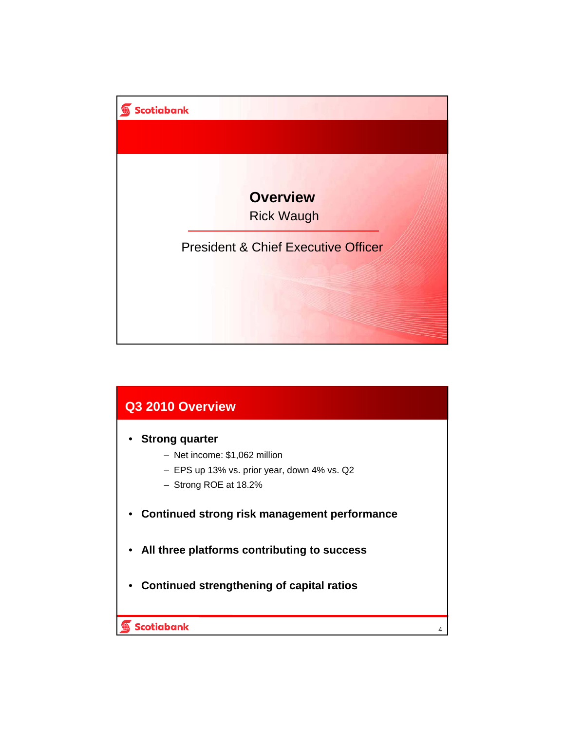# Overview

Rick Waugh

President & Chief Executive Officer

## Q3 2010 Overview

- **Strong quarter**
  - Net income: $1,062 million
  - EPS up 13% vs. prior year, down 4% vs. Q2
  - Strong ROE at 18.2%
- **Continued strong risk management performance**
- **All three platforms contributing to success**
- **Continued strengthening of capital ratios**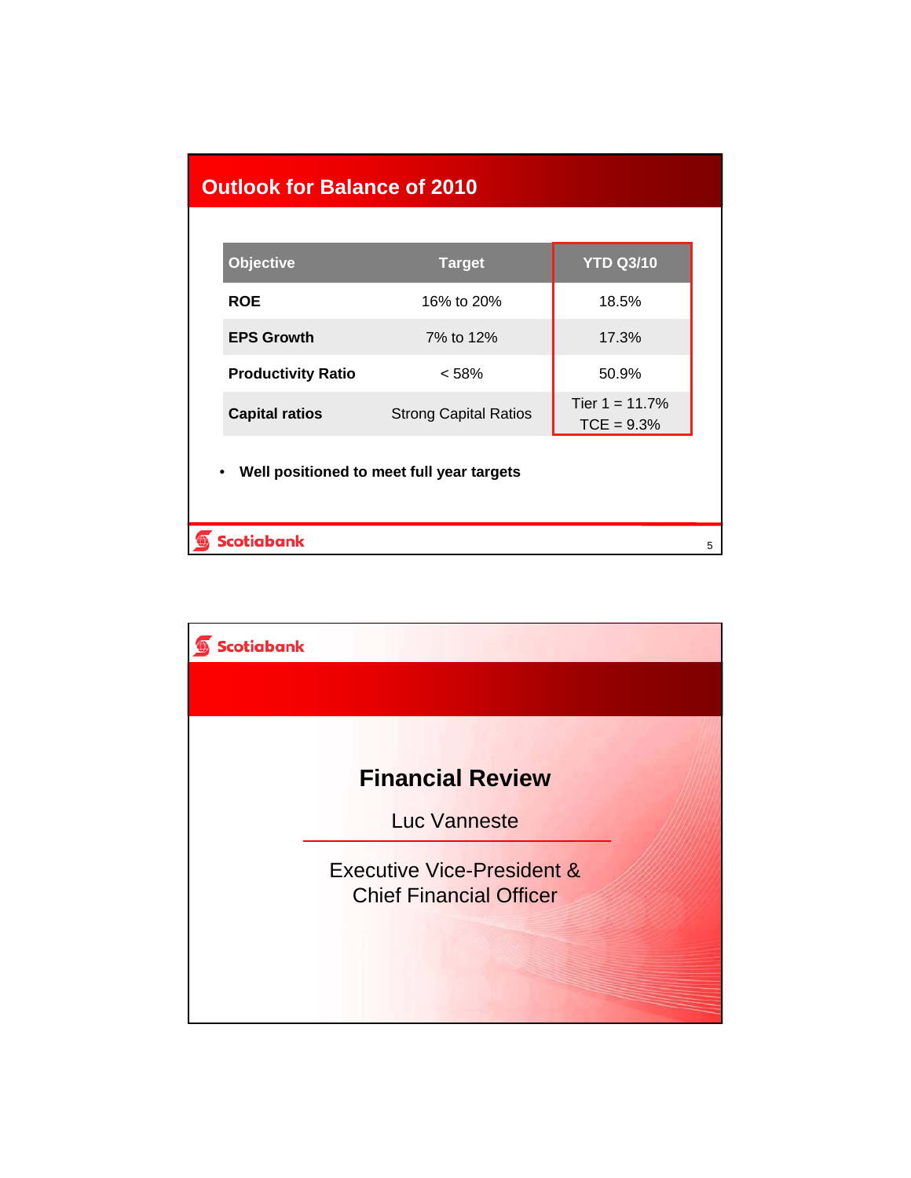## Outlook for Balance of 2010

| Objective | Target | YTD Q3/10 |
|---|---|---|
| **ROE** | 16% to 20% | 18.5% |
| **EPS Growth** | 7% to 12% | 17.3% |
| **Productivity Ratio** | < 58% | 50.9% |
| **Capital ratios** | Strong Capital Ratios | Tier 1 = 11.7%<br>TCE = 9.3% |

- **Well positioned to meet full year targets**

Scotiabank

---

Scotiabank

# Financial Review

Luc Vanneste

Executive Vice-President &
Chief Financial Officer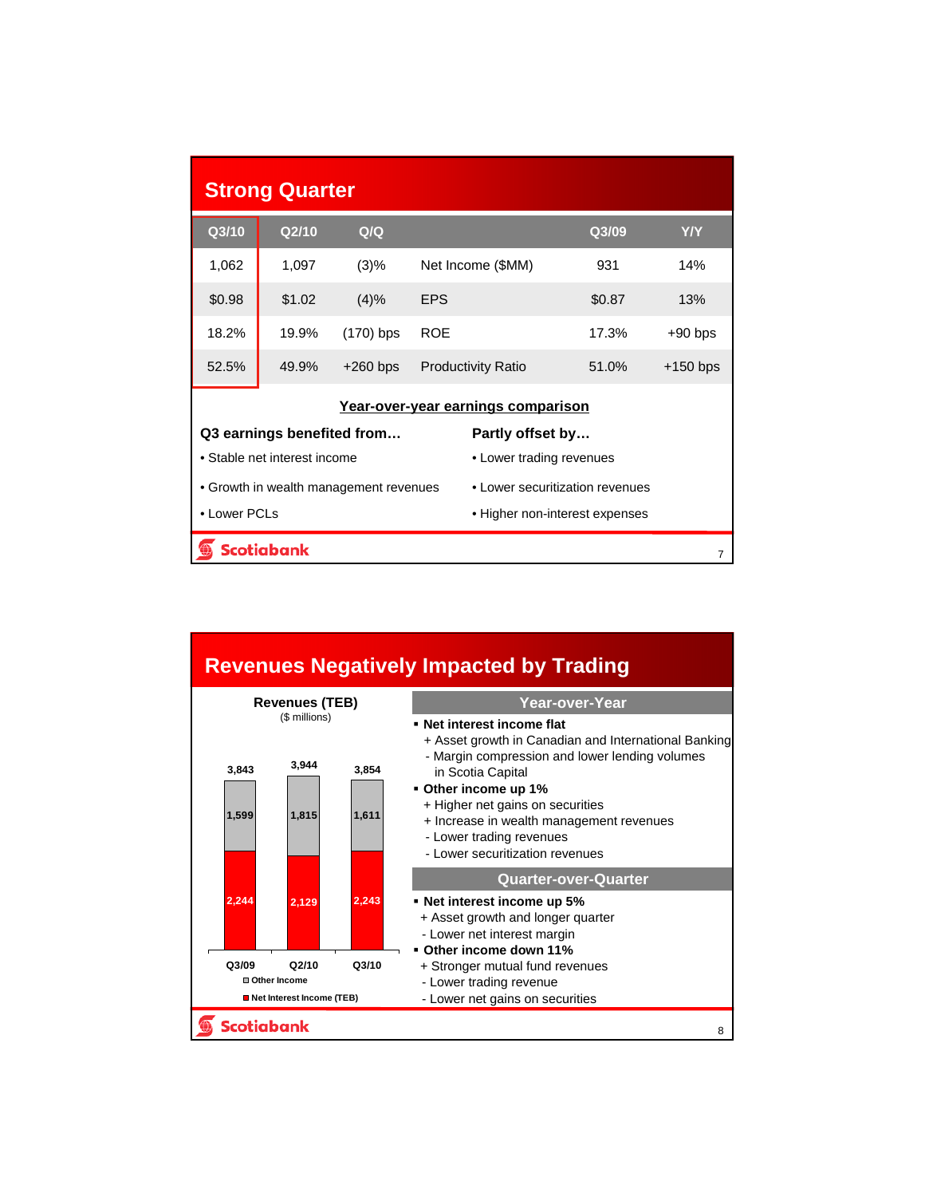## Strong Quarter

| Q3/10 | Q2/10 | Q/Q | | Q3/09 | Y/Y |
|---|---|---|---|---|---|
| 1,062 | 1,097 | (3)% | Net Income ($MM) | 931 | 14% |
| $0.98 | $1.02 | (4)% | EPS | $0.87 | 13% |
| 18.2% | 19.9% | (170) bps | ROE | 17.3% | +90 bps |
| 52.5% | 49.9% | +260 bps | Productivity Ratio | 51.0% | +150 bps |

**Year-over-year earnings comparison**

**Q3 earnings benefited from…**

- Stable net interest income
- Growth in wealth management revenues
- Lower PCLs

**Partly offset by…**

- Lower trading revenues
- Lower securitization revenues
- Higher non-interest expenses

## Revenues Negatively Impacted by Trading

**Revenues (TEB)**
($ millions)

| | Q3/09 | Q2/10 | Q3/10 |
|---|---|---|---|
| Other Income | 1,599 | 1,815 | 1,611 |
| Net Interest Income (TEB) | 2,244 | 2,129 | 2,243 |
| Total | 3,843 | 3,944 | 3,854 |

### Year-over-Year

- **Net interest income flat**
  - \+ Asset growth in Canadian and International Banking
  - \- Margin compression and lower lending volumes in Scotia Capital
- **Other income up 1%**
  - \+ Higher net gains on securities
  - \+ Increase in wealth management revenues
  - \- Lower trading revenues
  - \- Lower securitization revenues

### Quarter-over-Quarter

- **Net interest income up 5%**
  - \+ Asset growth and longer quarter
  - \- Lower net interest margin
- **Other income down 11%**
  - \+ Stronger mutual fund revenues
  - \- Lower trading revenue
  - \- Lower net gains on securities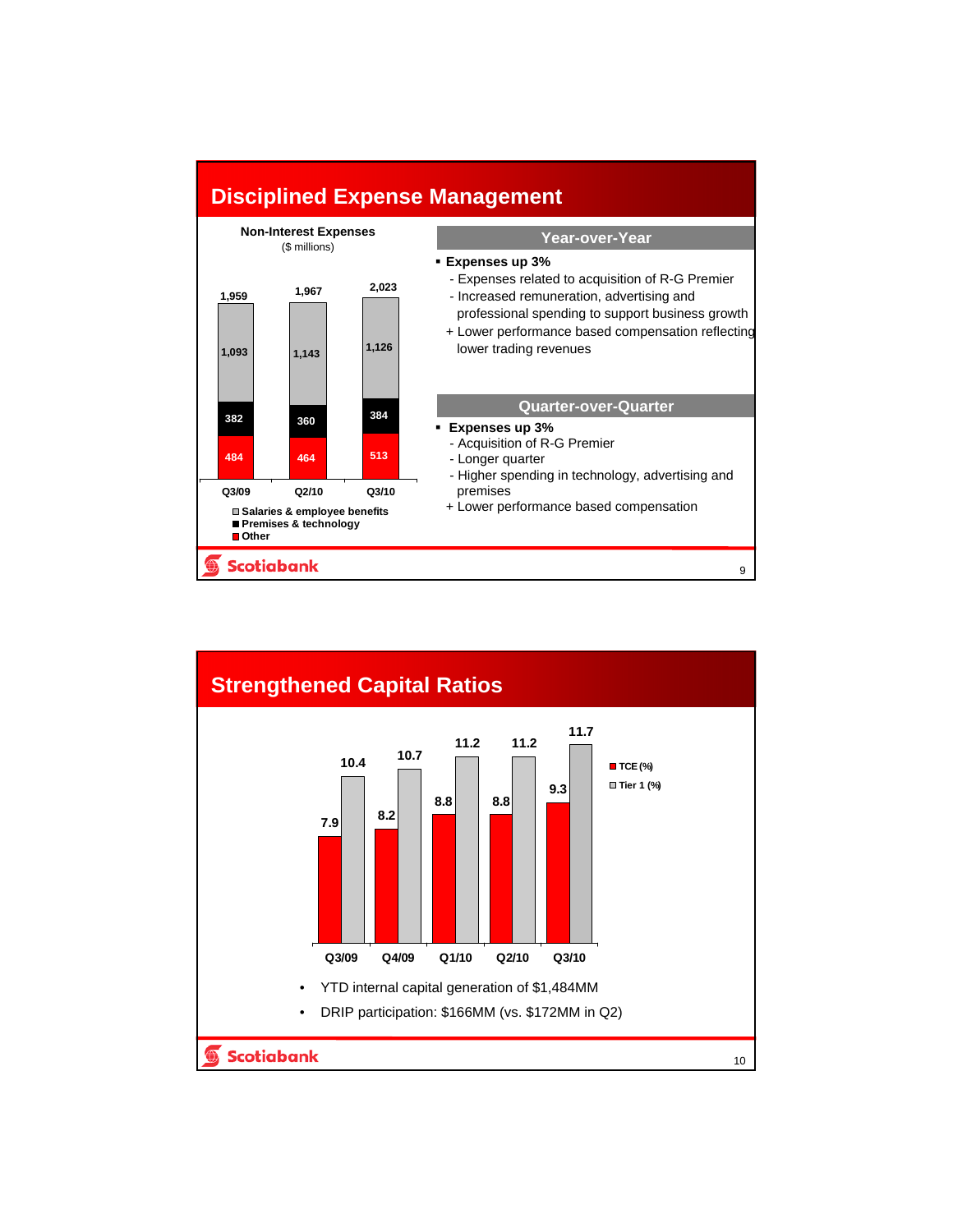## Disciplined Expense Management

**Non-Interest Expenses**
($ millions)

| | Q3/09 | Q2/10 | Q3/10 |
|---|---|---|---|
| Salaries & employee benefits | 1,093 | 1,143 | 1,126 |
| Premises & technology | 382 | 360 | 384 |
| Other | 484 | 464 | 513 |
| Total | 1,959 | 1,967 | 2,023 |

### Year-over-Year

- **Expenses up 3%**
  - Expenses related to acquisition of R-G Premier
  - Increased remuneration, advertising and professional spending to support business growth
  - \+ Lower performance based compensation reflecting lower trading revenues

### Quarter-over-Quarter

- **Expenses up 3%**
  - Acquisition of R-G Premier
  - Longer quarter
  - Higher spending in technology, advertising and premises
  - \+ Lower performance based compensation

## Strengthened Capital Ratios

| | Q3/09 | Q4/09 | Q1/10 | Q2/10 | Q3/10 |
|---|---|---|---|---|---|
| TCE (%) | 7.9 | 8.2 | 8.8 | 8.8 | 9.3 |
| Tier 1 (%) | 10.4 | 10.7 | 11.2 | 11.2 | 11.7 |

- YTD internal capital generation of $1,484MM
- DRIP participation: $166MM (vs. $172MM in Q2)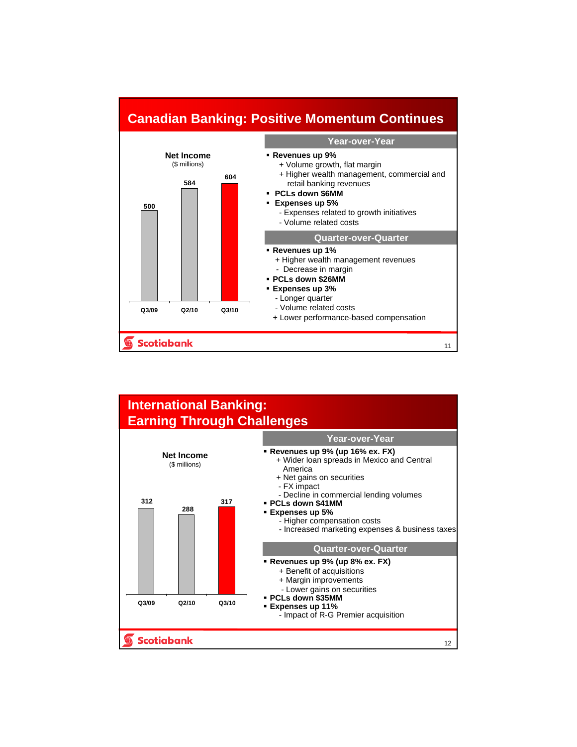## Canadian Banking: Positive Momentum Continues

**Net Income**
($ millions)

| Q3/09 | Q2/10 | Q3/10 |
|---|---|---|
| 500 | 584 | 604 |

### Year-over-Year

- **Revenues up 9%**
  - + Volume growth, flat margin
  - + Higher wealth management, commercial and retail banking revenues
- **PCLs down $6MM**
- **Expenses up 5%**
  - - Expenses related to growth initiatives
  - - Volume related costs

### Quarter-over-Quarter

- **Revenues up 1%**
  - + Higher wealth management revenues
  - - Decrease in margin
- **PCLs down $26MM**
- **Expenses up 3%**
  - - Longer quarter
  - - Volume related costs
  - + Lower performance-based compensation

## International Banking: Earning Through Challenges

**Net Income**
($ millions)

| Q3/09 | Q2/10 | Q3/10 |
|---|---|---|
| 312 | 288 | 317 |

### Year-over-Year

- **Revenues up 9% (up 16% ex. FX)**
  - + Wider loan spreads in Mexico and Central America
  - + Net gains on securities
  - - FX impact
  - - Decline in commercial lending volumes
- **PCLs down $41MM**
- **Expenses up 5%**
  - - Higher compensation costs
  - - Increased marketing expenses & business taxes

### Quarter-over-Quarter

- **Revenues up 9% (up 8% ex. FX)**
  - + Benefit of acquisitions
  - + Margin improvements
  - - Lower gains on securities
- **PCLs down $35MM**
- **Expenses up 11%**
  - - Impact of R-G Premier acquisition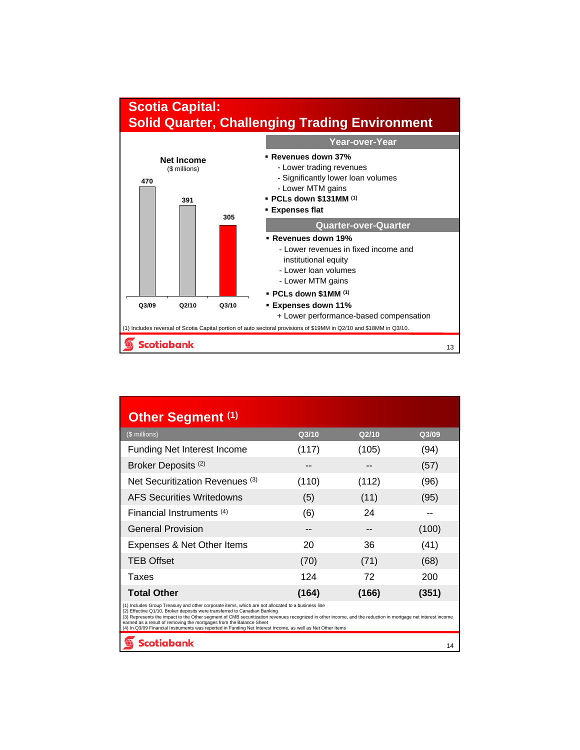# Scotia Capital: Solid Quarter, Challenging Trading Environment

**Net Income**
($ millions)

| Q3/09 | Q2/10 | Q3/10 |
|---|---|---|
| 470 | 391 | 305 |

## Year-over-Year

- **Revenues down 37%**
  - Lower trading revenues
  - Significantly lower loan volumes
  - Lower MTM gains
- **PCLs down $131MM** (1)
- **Expenses flat**

## Quarter-over-Quarter

- **Revenues down 19%**
  - Lower revenues in fixed income and institutional equity
  - Lower loan volumes
  - Lower MTM gains
- **PCLs down $1MM** (1)
- **Expenses down 11%**
  - + Lower performance-based compensation

(1) Includes reversal of Scotia Capital portion of auto sectoral provisions of $19MM in Q2/10 and $18MM in Q3/10.

# Other Segment (1)

| ($ millions) | Q3/10 | Q2/10 | Q3/09 |
|---|---|---|---|
| Funding Net Interest Income | (117) | (105) | (94) |
| Broker Deposits (2) | -- | -- | (57) |
| Net Securitization Revenues (3) | (110) | (112) | (96) |
| AFS Securities Writedowns | (5) | (11) | (95) |
| Financial Instruments (4) | (6) | 24 | -- |
| General Provision | -- | -- | (100) |
| Expenses & Net Other Items | 20 | 36 | (41) |
| TEB Offset | (70) | (71) | (68) |
| Taxes | 124 | 72 | 200 |
| **Total Other** | **(164)** | **(166)** | **(351)** |

(1) Includes Group Treasury and other corporate items, which are not allocated to a business line
(2) Effective Q1/10, Broker deposits were transferred to Canadian Banking
(3) Represents the impact to the Other segment of CMB securitization revenues recognized in other income, and the reduction in mortgage net interest income earned as a result of removing the mortgages from the Balance Sheet
(4) In Q3/09 Financial Instruments was reported in Funding Net Interest Income, as well as Net Other Items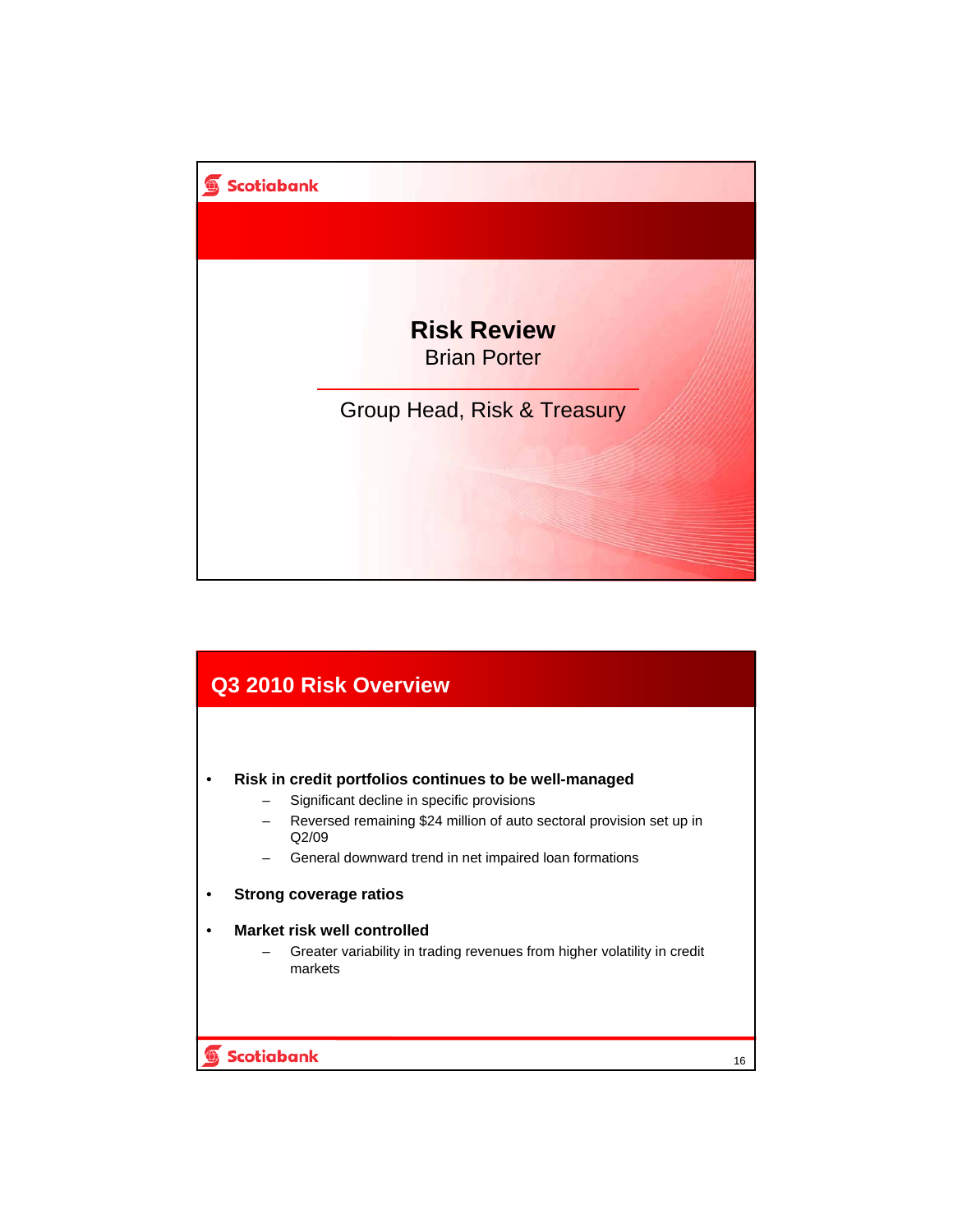# Risk Review

Brian Porter

Group Head, Risk & Treasury

## Q3 2010 Risk Overview

- **Risk in credit portfolios continues to be well-managed**
  - Significant decline in specific provisions
  - Reversed remaining $24 million of auto sectoral provision set up in Q2/09
  - General downward trend in net impaired loan formations
- **Strong coverage ratios**
- **Market risk well controlled**
  - Greater variability in trading revenues from higher volatility in credit markets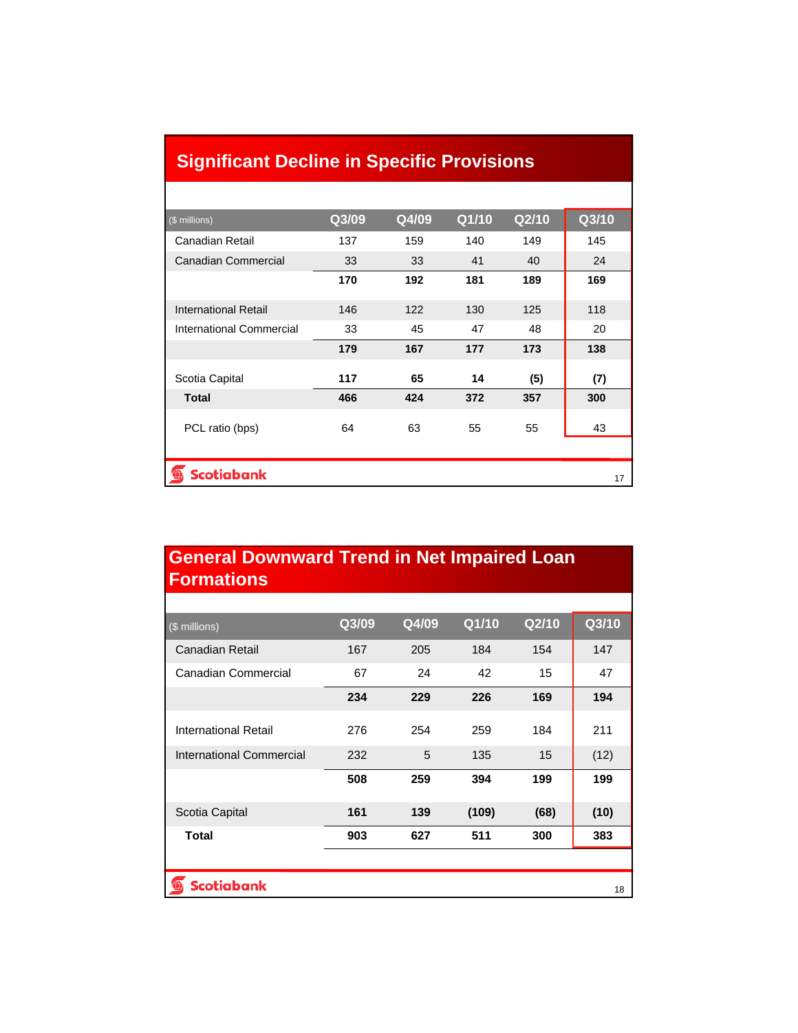## Significant Decline in Specific Provisions

| ($ millions) | Q3/09 | Q4/09 | Q1/10 | Q2/10 | Q3/10 |
|---|---|---|---|---|---|
| Canadian Retail | 137 | 159 | 140 | 149 | 145 |
| Canadian Commercial | 33 | 33 | 41 | 40 | 24 |
| | **170** | **192** | **181** | **189** | **169** |
| International Retail | 146 | 122 | 130 | 125 | 118 |
| International Commercial | 33 | 45 | 47 | 48 | 20 |
| | **179** | **167** | **177** | **173** | **138** |
| Scotia Capital | **117** | **65** | **14** | **(5)** | **(7)** |
| **Total** | **466** | **424** | **372** | **357** | **300** |
| PCL ratio (bps) | 64 | 63 | 55 | 55 | 43 |

## General Downward Trend in Net Impaired Loan Formations

| ($ millions) | Q3/09 | Q4/09 | Q1/10 | Q2/10 | Q3/10 |
|---|---|---|---|---|---|
| Canadian Retail | 167 | 205 | 184 | 154 | 147 |
| Canadian Commercial | 67 | 24 | 42 | 15 | 47 |
| | **234** | **229** | **226** | **169** | **194** |
| International Retail | 276 | 254 | 259 | 184 | 211 |
| International Commercial | 232 | 5 | 135 | 15 | (12) |
| | **508** | **259** | **394** | **199** | **199** |
| Scotia Capital | **161** | **139** | **(109)** | **(68)** | **(10)** |
| **Total** | **903** | **627** | **511** | **300** | **383** |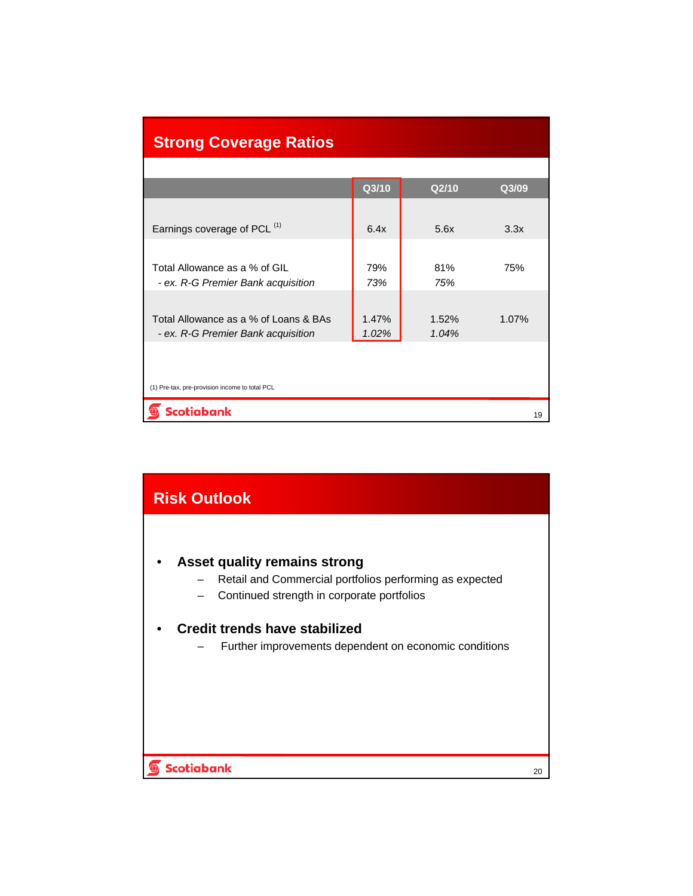## Strong Coverage Ratios

| | Q3/10 | Q2/10 | Q3/09 |
|---|---|---|---|
| Earnings coverage of PCL [1] | 6.4x | 5.6x | 3.3x |
| Total Allowance as a % of GIL | 79% | 81% | 75% |
| *- ex. R-G Premier Bank acquisition* | *73%* | *75%* | |
| Total Allowance as a % of Loans & BAs | 1.47% | 1.52% | 1.07% |
| *- ex. R-G Premier Bank acquisition* | *1.02%* | *1.04%* | |

(1) Pre-tax, pre-provision income to total PCL

## Risk Outlook

- **Asset quality remains strong**
  - Retail and Commercial portfolios performing as expected
  - Continued strength in corporate portfolios
- **Credit trends have stabilized**
  - Further improvements dependent on economic conditions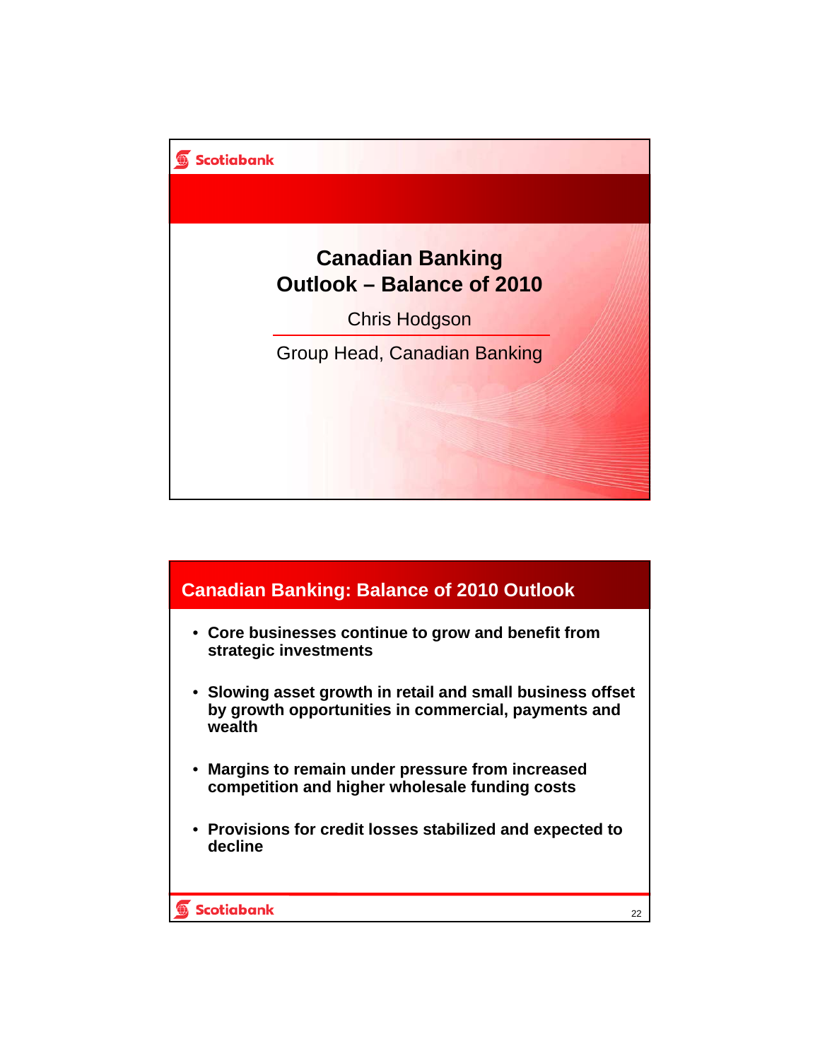# Canadian Banking Outlook – Balance of 2010

Chris Hodgson

Group Head, Canadian Banking

## Canadian Banking: Balance of 2010 Outlook

- **Core businesses continue to grow and benefit from strategic investments**
- **Slowing asset growth in retail and small business offset by growth opportunities in commercial, payments and wealth**
- **Margins to remain under pressure from increased competition and higher wholesale funding costs**
- **Provisions for credit losses stabilized and expected to decline**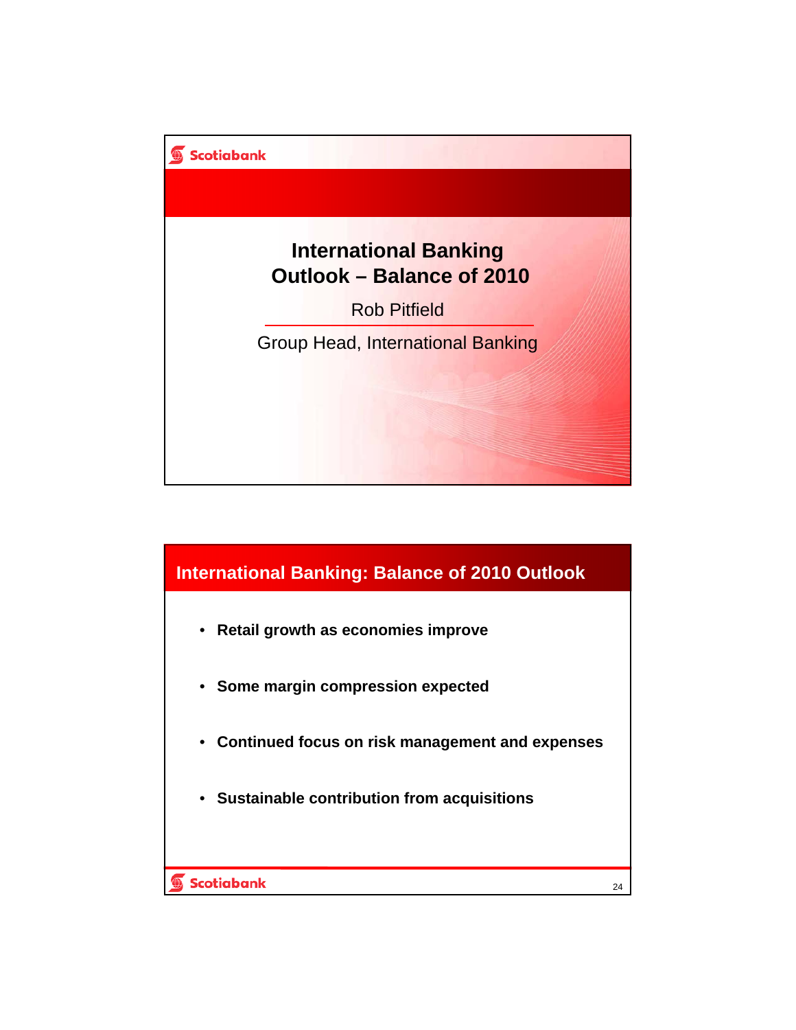# International Banking Outlook – Balance of 2010

Rob Pitfield

Group Head, International Banking

## International Banking: Balance of 2010 Outlook

- **Retail growth as economies improve**
- **Some margin compression expected**
- **Continued focus on risk management and expenses**
- **Sustainable contribution from acquisitions**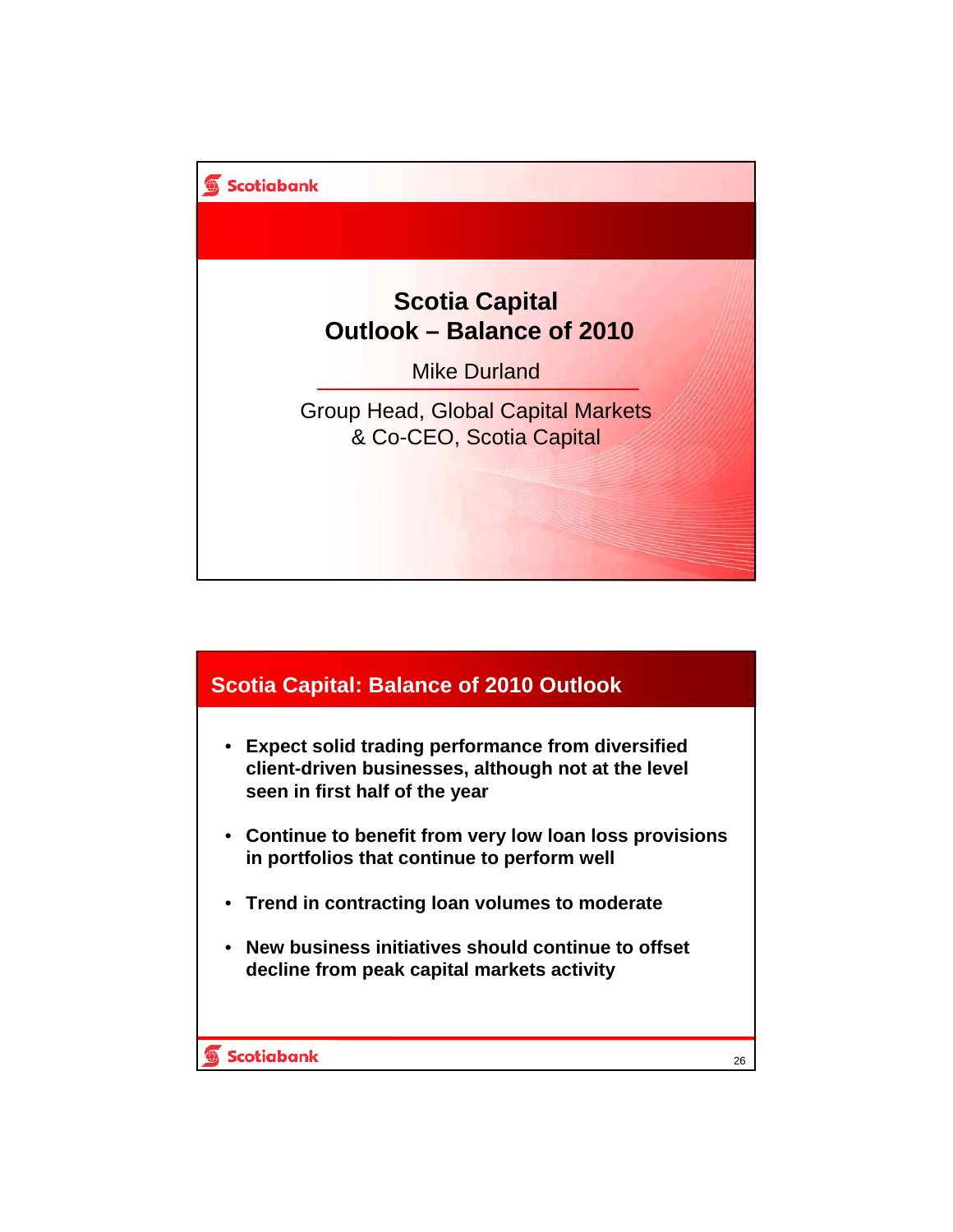# Scotia Capital
# Outlook – Balance of 2010

Mike Durland

Group Head, Global Capital Markets
& Co-CEO, Scotia Capital

## Scotia Capital: Balance of 2010 Outlook

- **Expect solid trading performance from diversified client-driven businesses, although not at the level seen in first half of the year**
- **Continue to benefit from very low loan loss provisions in portfolios that continue to perform well**
- **Trend in contracting loan volumes to moderate**
- **New business initiatives should continue to offset decline from peak capital markets activity**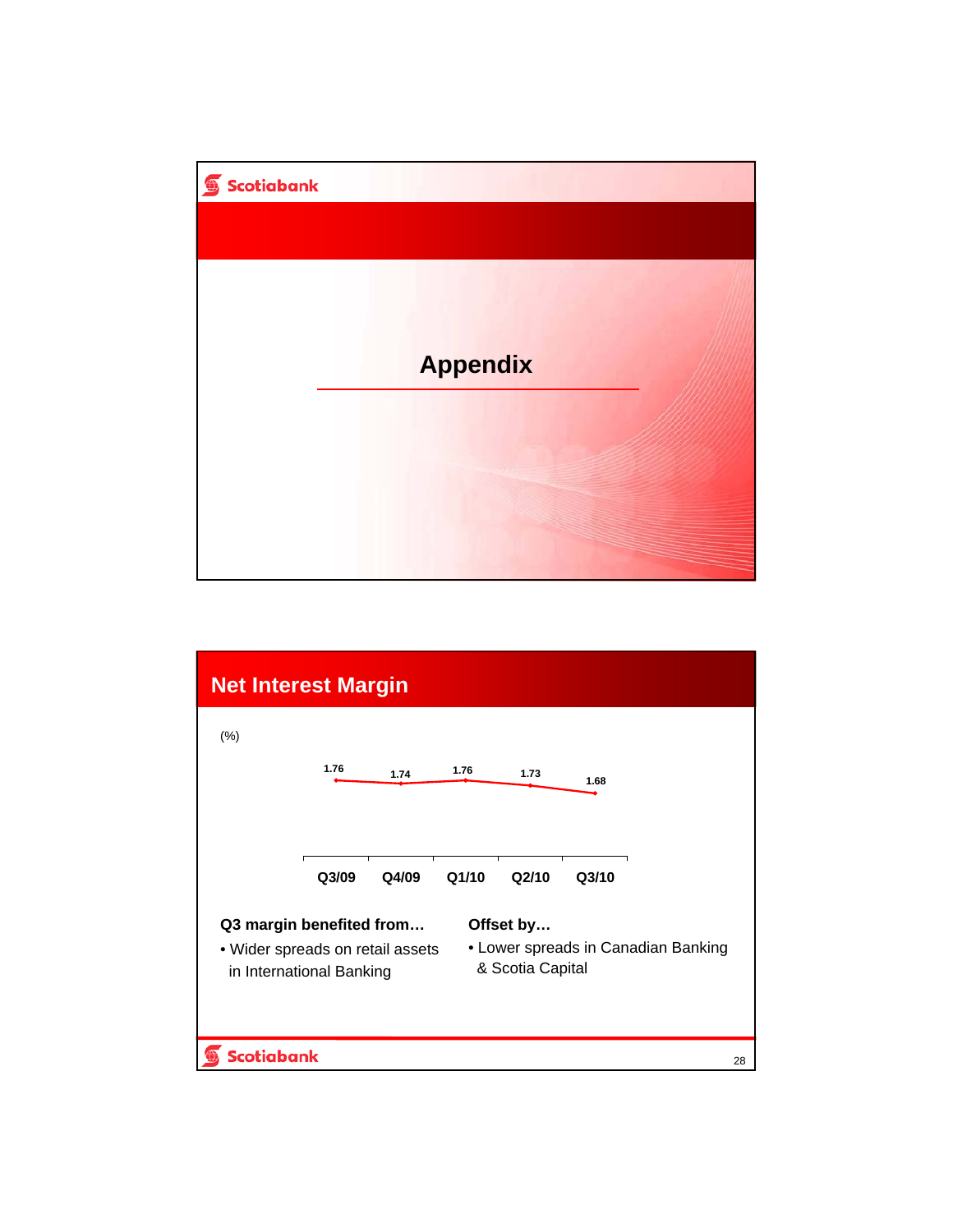# Appendix

## Net Interest Margin

(%)

| Q3/09 | Q4/09 | Q1/10 | Q2/10 | Q3/10 |
|---|---|---|---|---|
| 1.76 | 1.74 | 1.76 | 1.73 | 1.68 |

**Q3 margin benefited from…**

- Wider spreads on retail assets in International Banking

**Offset by…**

- Lower spreads in Canadian Banking & Scotia Capital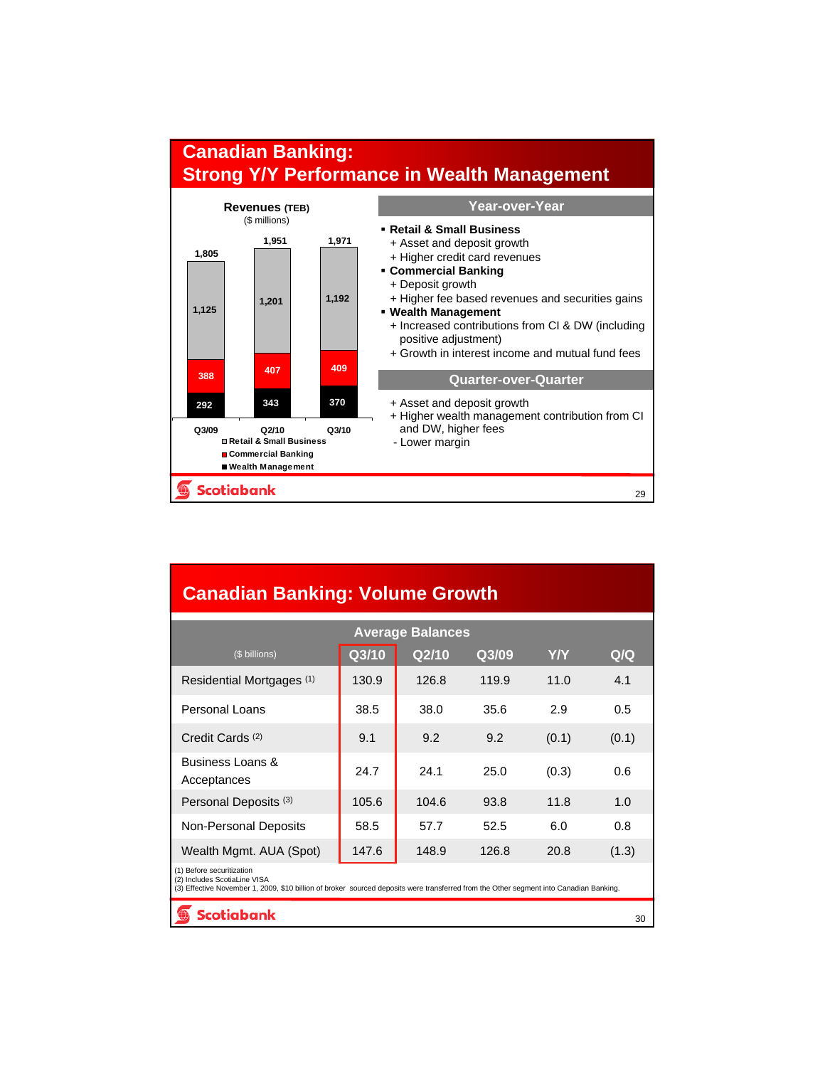# Canadian Banking: Strong Y/Y Performance in Wealth Management

**Revenues (TEB)**
($ millions)

| | Q3/09 | Q2/10 | Q3/10 |
|---|---|---|---|
| Retail & Small Business | 1,125 | 1,201 | 1,192 |
| Commercial Banking | 388 | 407 | 409 |
| Wealth Management | 292 | 343 | 370 |
| Total | 1,805 | 1,951 | 1,971 |

## Year-over-Year

- **Retail & Small Business**
  - \+ Asset and deposit growth
  - \+ Higher credit card revenues
- **Commercial Banking**
  - \+ Deposit growth
  - \+ Higher fee based revenues and securities gains
- **Wealth Management**
  - \+ Increased contributions from CI & DW (including positive adjustment)
  - \+ Growth in interest income and mutual fund fees

## Quarter-over-Quarter

- \+ Asset and deposit growth
- \+ Higher wealth management contribution from CI and DW, higher fees
- \- Lower margin

# Canadian Banking: Volume Growth

| Average Balances | | | | | |
|---|---|---|---|---|---|
| ($ billions) | Q3/10 | Q2/10 | Q3/09 | Y/Y | Q/Q |
| Residential Mortgages (1) | 130.9 | 126.8 | 119.9 | 11.0 | 4.1 |
| Personal Loans | 38.5 | 38.0 | 35.6 | 2.9 | 0.5 |
| Credit Cards (2) | 9.1 | 9.2 | 9.2 | (0.1) | (0.1) |
| Business Loans & Acceptances | 24.7 | 24.1 | 25.0 | (0.3) | 0.6 |
| Personal Deposits (3) | 105.6 | 104.6 | 93.8 | 11.8 | 1.0 |
| Non-Personal Deposits | 58.5 | 57.7 | 52.5 | 6.0 | 0.8 |
| Wealth Mgmt. AUA (Spot) | 147.6 | 148.9 | 126.8 | 20.8 | (1.3) |

(1) Before securitization
(2) Includes ScotiaLine VISA
(3) Effective November 1, 2009, $10 billion of broker sourced deposits were transferred from the Other segment into Canadian Banking.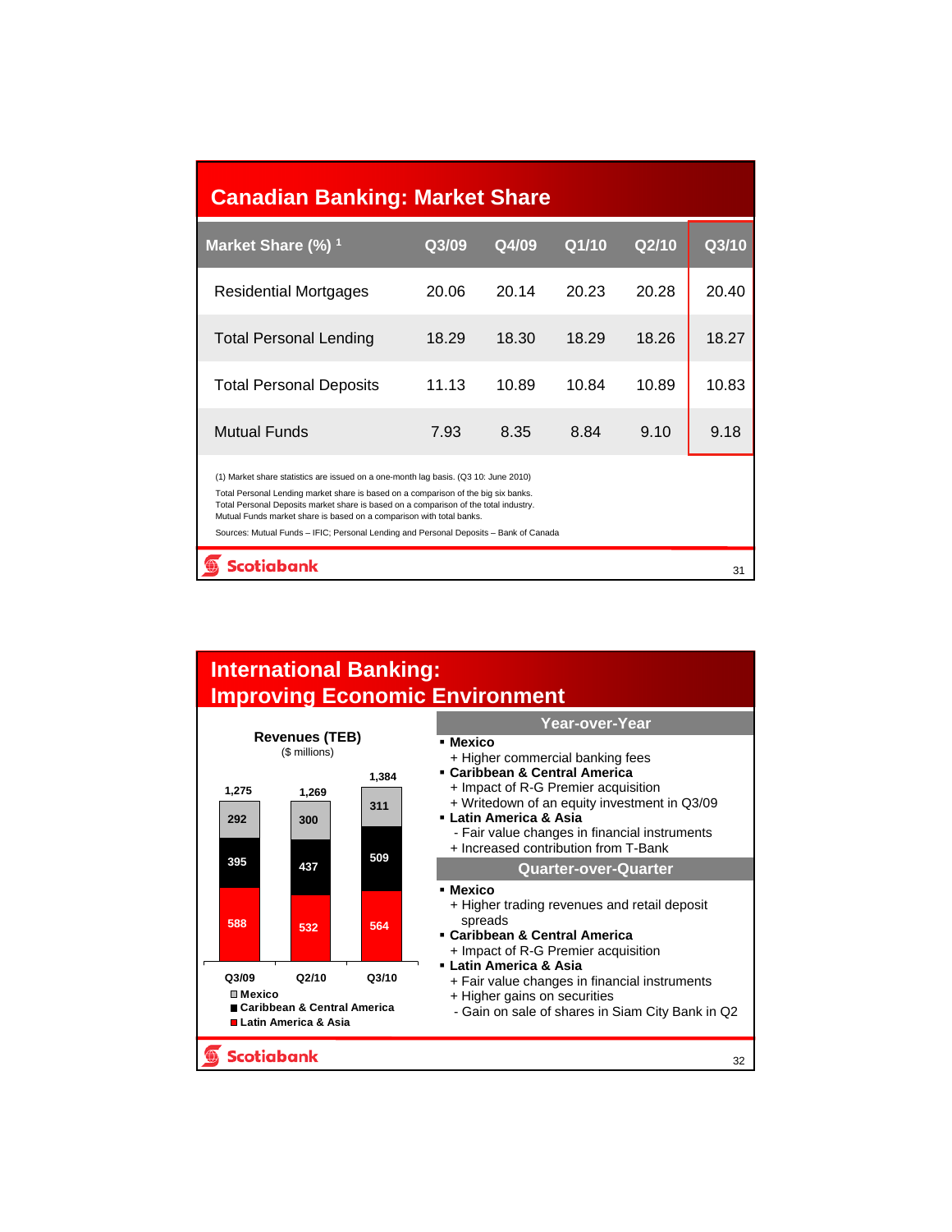# Canadian Banking: Market Share

| Market Share (%) [1] | Q3/09 | Q4/09 | Q1/10 | Q2/10 | Q3/10 |
|---|---|---|---|---|---|
| Residential Mortgages | 20.06 | 20.14 | 20.23 | 20.28 | 20.40 |
| Total Personal Lending | 18.29 | 18.30 | 18.29 | 18.26 | 18.27 |
| Total Personal Deposits | 11.13 | 10.89 | 10.84 | 10.89 | 10.83 |
| Mutual Funds | 7.93 | 8.35 | 8.84 | 9.10 | 9.18 |

(1) Market share statistics are issued on a one-month lag basis. (Q3 10: June 2010)

Total Personal Lending market share is based on a comparison of the big six banks.
Total Personal Deposits market share is based on a comparison of the total industry.
Mutual Funds market share is based on a comparison with total banks.

Sources: Mutual Funds – IFIC; Personal Lending and Personal Deposits – Bank of Canada

# International Banking: Improving Economic Environment

**Revenues (TEB)**
($ millions)

| | Q3/09 | Q2/10 | Q3/10 |
|---|---|---|---|
| Mexico | 292 | 300 | 311 |
| Caribbean & Central America | 395 | 437 | 509 |
| Latin America & Asia | 588 | 532 | 564 |
| Total | 1,275 | 1,269 | 1,384 |

## Year-over-Year

- **Mexico**
  - \+ Higher commercial banking fees
- **Caribbean & Central America**
  - \+ Impact of R-G Premier acquisition
  - \+ Writedown of an equity investment in Q3/09
- **Latin America & Asia**
  - \- Fair value changes in financial instruments
  - \+ Increased contribution from T-Bank

## Quarter-over-Quarter

- **Mexico**
  - \+ Higher trading revenues and retail deposit spreads
- **Caribbean & Central America**
  - \+ Impact of R-G Premier acquisition
- **Latin America & Asia**
  - \+ Fair value changes in financial instruments
  - \+ Higher gains on securities
  - \- Gain on sale of shares in Siam City Bank in Q2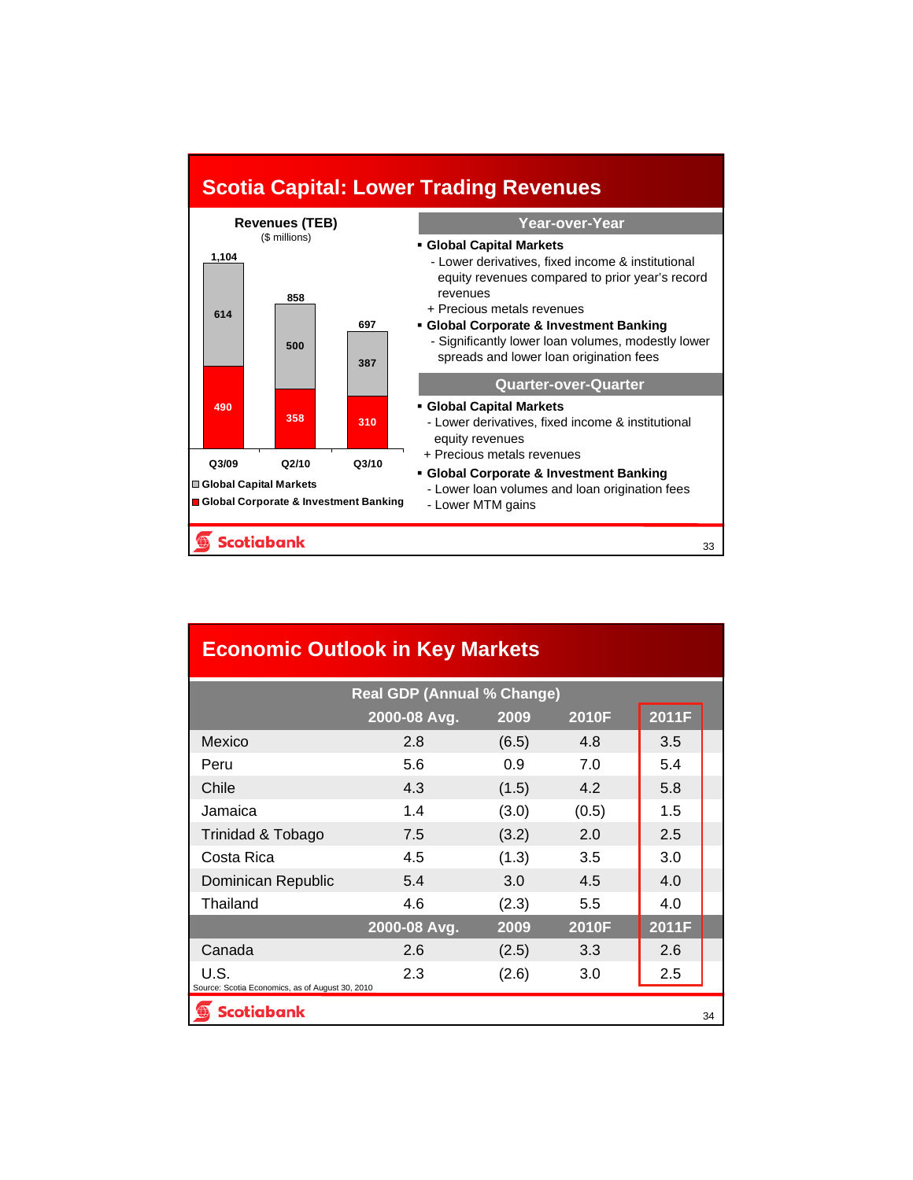# Scotia Capital: Lower Trading Revenues

**Revenues (TEB)**
($ millions)

| | Q3/09 | Q2/10 | Q3/10 |
|---|---|---|---|
| Global Capital Markets | 614 | 500 | 387 |
| Global Corporate & Investment Banking | 490 | 358 | 310 |
| Total | 1,104 | 858 | 697 |

## Year-over-Year

- **Global Capital Markets**
  - Lower derivatives, fixed income & institutional equity revenues compared to prior year's record revenues
  - \+ Precious metals revenues
- **Global Corporate & Investment Banking**
  - Significantly lower loan volumes, modestly lower spreads and lower loan origination fees

## Quarter-over-Quarter

- **Global Capital Markets**
  - Lower derivatives, fixed income & institutional equity revenues
  - \+ Precious metals revenues
- **Global Corporate & Investment Banking**
  - Lower loan volumes and loan origination fees
  - Lower MTM gains

# Economic Outlook in Key Markets

| Real GDP (Annual % Change) | 2000-08 Avg. | 2009 | 2010F | 2011F |
|---|---|---|---|---|
| Mexico | 2.8 | (6.5) | 4.8 | 3.5 |
| Peru | 5.6 | 0.9 | 7.0 | 5.4 |
| Chile | 4.3 | (1.5) | 4.2 | 5.8 |
| Jamaica | 1.4 | (3.0) | (0.5) | 1.5 |
| Trinidad & Tobago | 7.5 | (3.2) | 2.0 | 2.5 |
| Costa Rica | 4.5 | (1.3) | 3.5 | 3.0 |
| Dominican Republic | 5.4 | 3.0 | 4.5 | 4.0 |
| Thailand | 4.6 | (2.3) | 5.5 | 4.0 |
| | **2000-08 Avg.** | **2009** | **2010F** | **2011F** |
| Canada | 2.6 | (2.5) | 3.3 | 2.6 |
| U.S. | 2.3 | (2.6) | 3.0 | 2.5 |

Source: Scotia Economics, as of August 30, 2010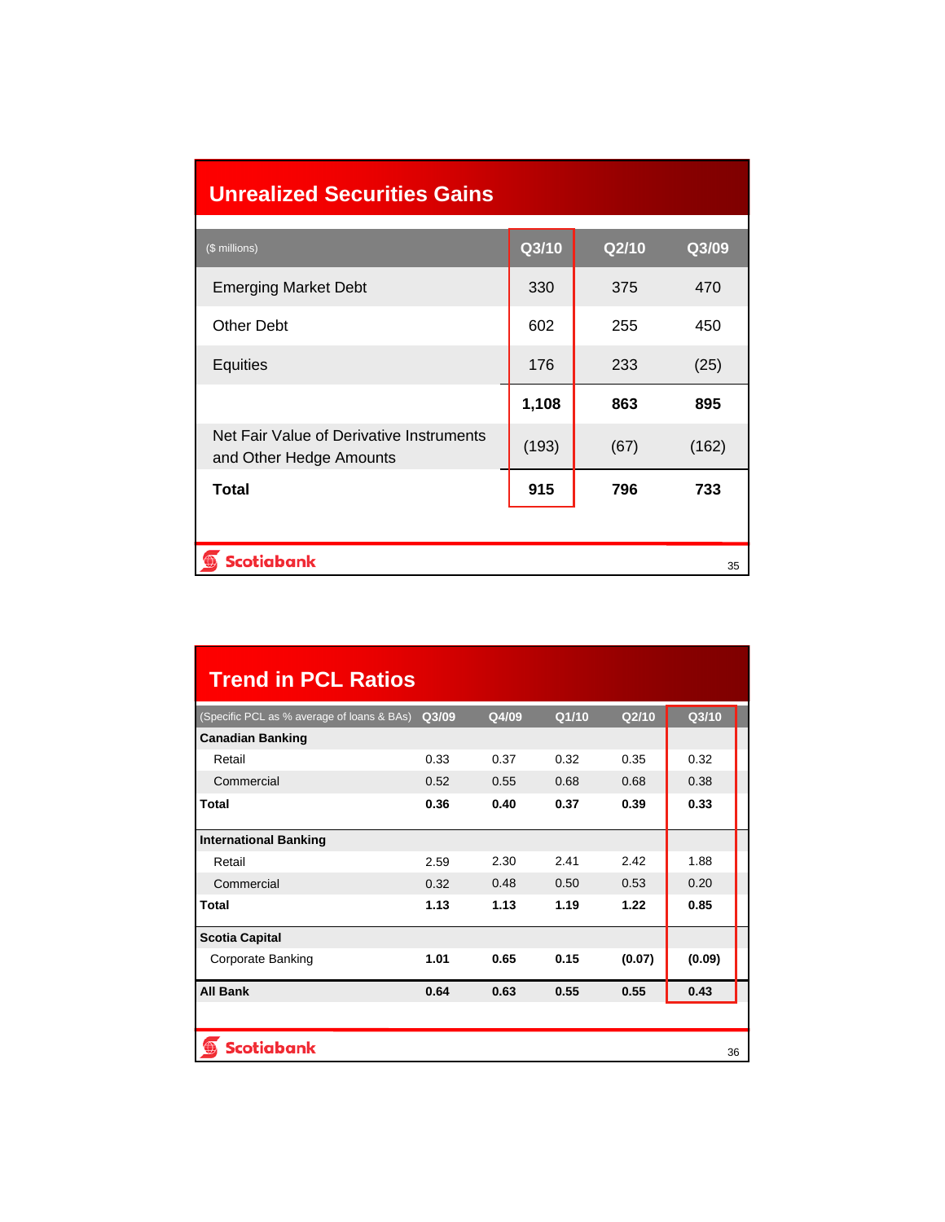## Unrealized Securities Gains

| ($ millions) | Q3/10 | Q2/10 | Q3/09 |
|---|---|---|---|
| Emerging Market Debt | 330 | 375 | 470 |
| Other Debt | 602 | 255 | 450 |
| Equities | 176 | 233 | (25) |
| | **1,108** | **863** | **895** |
| Net Fair Value of Derivative Instruments and Other Hedge Amounts | (193) | (67) | (162) |
| **Total** | **915** | **796** | **733** |

## Trend in PCL Ratios

| (Specific PCL as % average of loans & BAs) | Q3/09 | Q4/09 | Q1/10 | Q2/10 | Q3/10 |
|---|---|---|---|---|---|
| **Canadian Banking** | | | | | |
| Retail | 0.33 | 0.37 | 0.32 | 0.35 | 0.32 |
| Commercial | 0.52 | 0.55 | 0.68 | 0.68 | 0.38 |
| **Total** | **0.36** | **0.40** | **0.37** | **0.39** | **0.33** |
| **International Banking** | | | | | |
| Retail | 2.59 | 2.30 | 2.41 | 2.42 | 1.88 |
| Commercial | 0.32 | 0.48 | 0.50 | 0.53 | 0.20 |
| **Total** | **1.13** | **1.13** | **1.19** | **1.22** | **0.85** |
| **Scotia Capital** | | | | | |
| Corporate Banking | **1.01** | **0.65** | **0.15** | **(0.07)** | **(0.09)** |
| **All Bank** | **0.64** | **0.63** | **0.55** | **0.55** | **0.43** |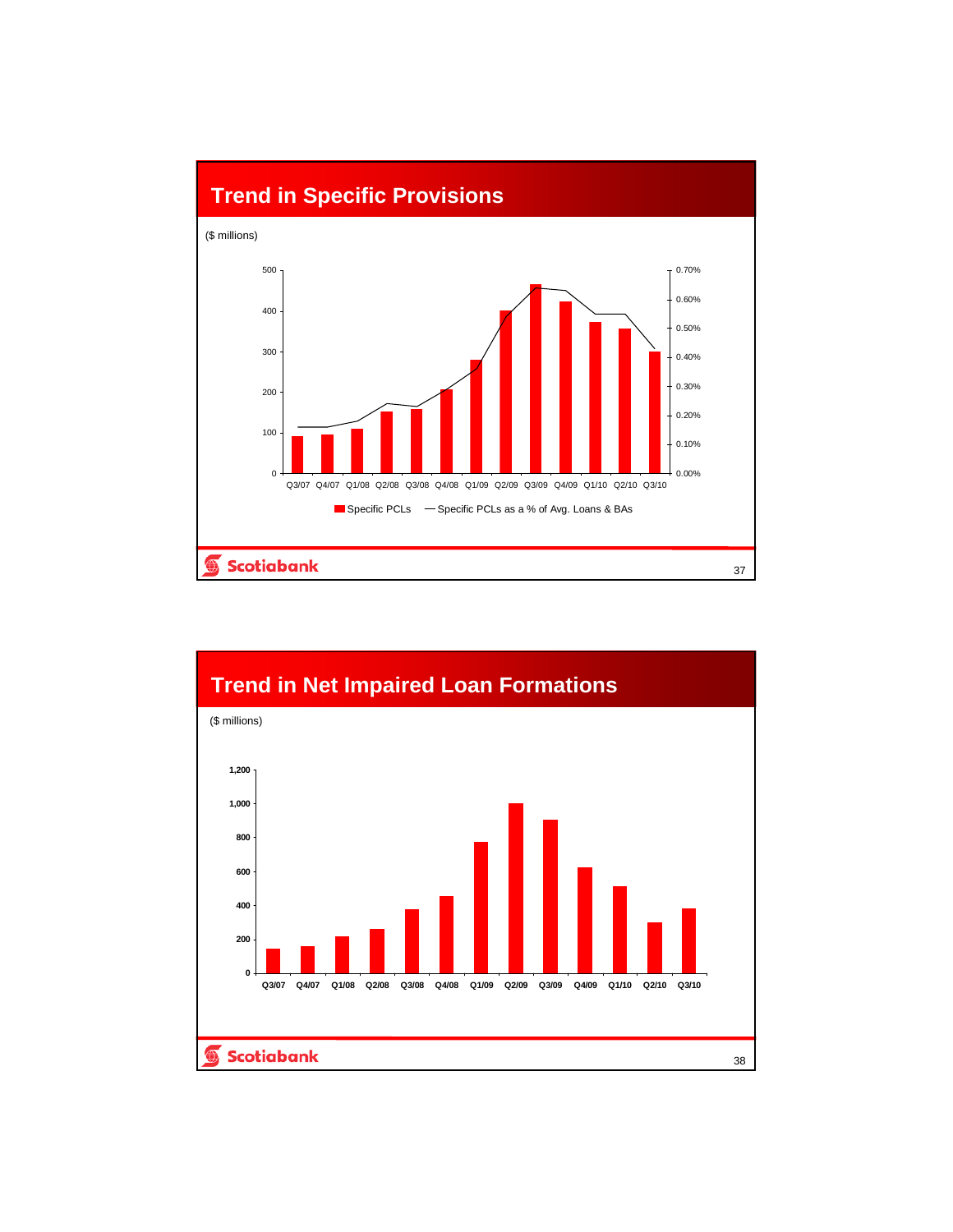## Trend in Specific Provisions

($ millions)

Specific PCLs — Specific PCLs as a % of Avg. Loans & BAs

Q3/07 Q4/07 Q1/08 Q2/08 Q3/08 Q4/08 Q1/09 Q2/09 Q3/09 Q4/09 Q1/10 Q2/10 Q3/10

## Trend in Net Impaired Loan Formations

($ millions)

Q3/07 Q4/07 Q1/08 Q2/08 Q3/08 Q4/08 Q1/09 Q2/09 Q3/09 Q4/09 Q1/10 Q2/10 Q3/10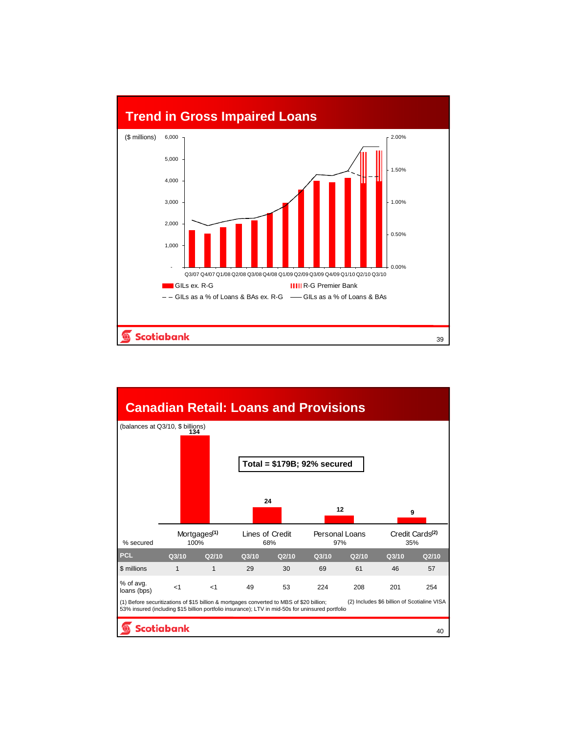## Trend in Gross Impaired Loans

($ millions)

Quarters: Q3/07, Q4/07, Q1/08, Q2/08, Q3/08, Q4/08, Q1/09, Q2/09, Q3/09, Q4/09, Q1/10, Q2/10, Q3/10

Left axis: -, 1,000, 2,000, 3,000, 4,000, 5,000, 6,000

Right axis: 0.00%, 0.50%, 1.00%, 1.50%, 2.00%

Legend:
- GILs ex. R-G
- R-G Premier Bank
- GILs as a % of Loans & BAs ex. R-G
- GILs as a % of Loans & BAs

## Canadian Retail: Loans and Provisions

(balances at Q3/10, $ billions)

**Total = $179B; 92% secured**

| | Mortgages[1] | Lines of Credit | Personal Loans | Credit Cards[2] |
|---|---|---|---|---|
| Balance | 134 | 24 | 12 | 9 |
| % secured | 100% | 68% | 97% | 35% |

| PCL | Q3/10 | Q2/10 | Q3/10 | Q2/10 | Q3/10 | Q2/10 | Q3/10 | Q2/10 |
|---|---|---|---|---|---|---|---|---|
| $ millions | 1 | 1 | 29 | 30 | 69 | 61 | 46 | 57 |
| % of avg. loans (bps) | <1 | <1 | 49 | 53 | 224 | 208 | 201 | 254 |

(1) Before securitizations of $15 billion & mortgages converted to MBS of $20 billion; 53% insured (including $15 billion portfolio insurance); LTV in mid-50s for uninsured portfolio

(2) Includes $6 billion of Scotialine VISA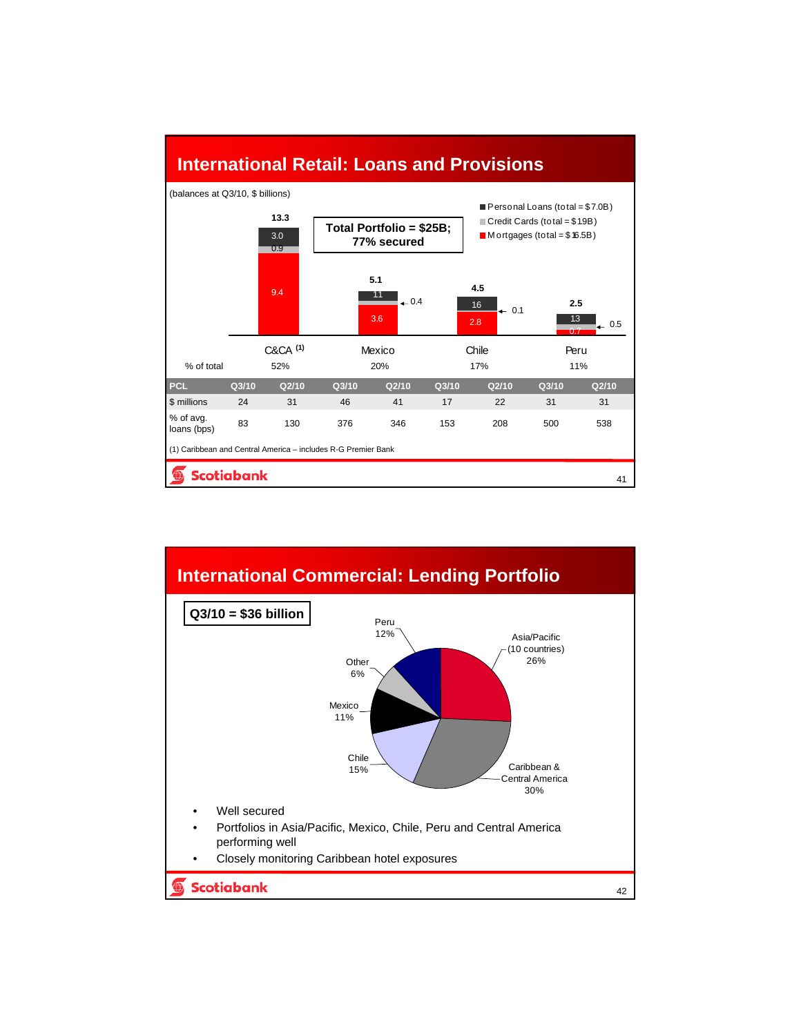# International Retail: Loans and Provisions

(balances at Q3/10, $ billions)

**Total Portfolio = $25B; 77% secured**

- Personal Loans (total = $7.0B)
- Credit Cards (total = $1.9B)
- Mortgages (total = $16.5B)

| | C&CA [1] | Mexico | Chile | Peru |
|---|---|---|---|---|
| Total | 13.3 | 5.1 | 4.5 | 2.5 |
| Personal Loans | 3.0 | 1.1 | 1.6 | 1.3 |
| Credit Cards | 0.9 | 0.4 | 0.1 | 0.5 |
| Mortgages | 9.4 | 3.6 | 2.8 | 0.7 |
| % of total | 52% | 20% | 17% | 11% |

| PCL | C&CA Q3/10 | C&CA Q2/10 | Mexico Q3/10 | Mexico Q2/10 | Chile Q3/10 | Chile Q2/10 | Peru Q3/10 | Peru Q2/10 |
|---|---|---|---|---|---|---|---|---|
| $ millions | 24 | 31 | 46 | 41 | 17 | 22 | 31 | 31 |
| % of avg. loans (bps) | 83 | 130 | 376 | 346 | 153 | 208 | 500 | 538 |

(1) Caribbean and Central America – includes R-G Premier Bank

# International Commercial: Lending Portfolio

**Q3/10 = $36 billion**

| Region | Share |
|---|---|
| Caribbean & Central America | 30% |
| Asia/Pacific (10 countries) | 26% |
| Chile | 15% |
| Peru | 12% |
| Mexico | 11% |
| Other | 6% |

- Well secured
- Portfolios in Asia/Pacific, Mexico, Chile, Peru and Central America performing well
- Closely monitoring Caribbean hotel exposures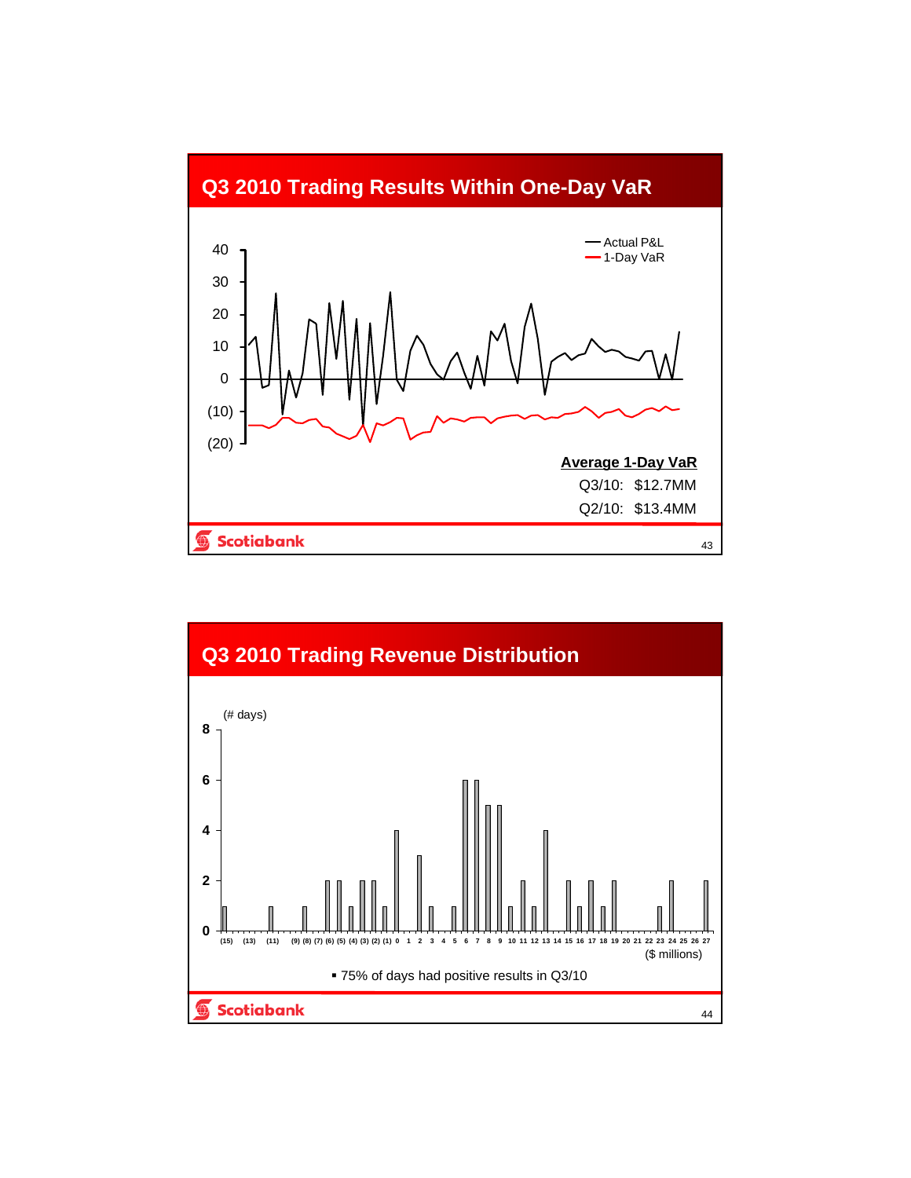## Q3 2010 Trading Results Within One-Day VaR

40
30
20
10
0
(10)
(20)

Actual P&L
1-Day VaR

**Average 1-Day VaR**
Q3/10: $12.7MM
Q2/10: $13.4MM

Scotiabank

## Q3 2010 Trading Revenue Distribution

(# days)
8
6
4
2
0

(15) (13) (11) (9) (8) (7) (6) (5) (4) (3) (2) (1) 0 1 2 3 4 5 6 7 8 9 10 11 12 13 14 15 16 17 18 19 20 21 22 23 24 25 26 27

($ millions)

- 75% of days had positive results in Q3/10

Scotiabank